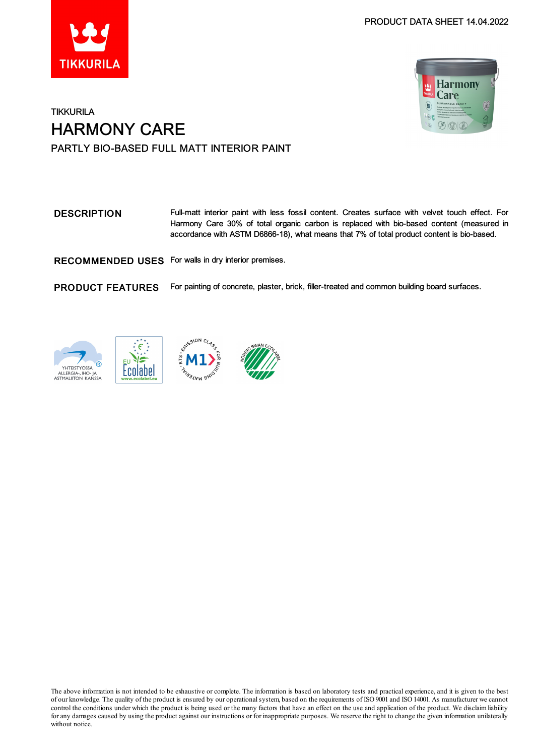PRODUCT DATA SHEET 14.04.2022

TIKKURILA

# HARMONY CARE

PARTLY BIO-BASED FULL MATT INTERIOR PAINT

## DESCRIPTION

Full-matt interior paint with less fossil content. Creates surface with velvet touch effect. For Harmony Care 30% of total organic carbon is replaced with bio-based content (measured in accordance with ASTM D6866-18), what means that 7% of total product content is bio-based.

## RECOMMENDED USES

For walls in dry interior premises.

## PRODUCT FEATURES

For painting of concrete, plaster, brick, filler-treated and common building board surfaces.

YHTEISTYÖSSÄ ALLERGIA-, IHO- JA ASTMALIITON KANSSA

EU Ecolabel www.ecolabel.eu

RTS EMISSION CLASS FOR BUILDING MATERIAL M1

NORDIC SWAN ECOLABEL

The above information is not intended to be exhaustive or complete. The information is based on laboratory tests and practical experience, and it is given to the best of our knowledge. The quality of the product is ensured by our operational system, based on the requirements of ISO 9001 and ISO 14001. As manufacturer we cannot control the conditions under which the product is being used or the many factors that have an effect on the use and application of the product. We disclaim liability for any damages caused by using the product against our instructions or for inappropriate purposes. We reserve the right to change the given information unilaterally without notice.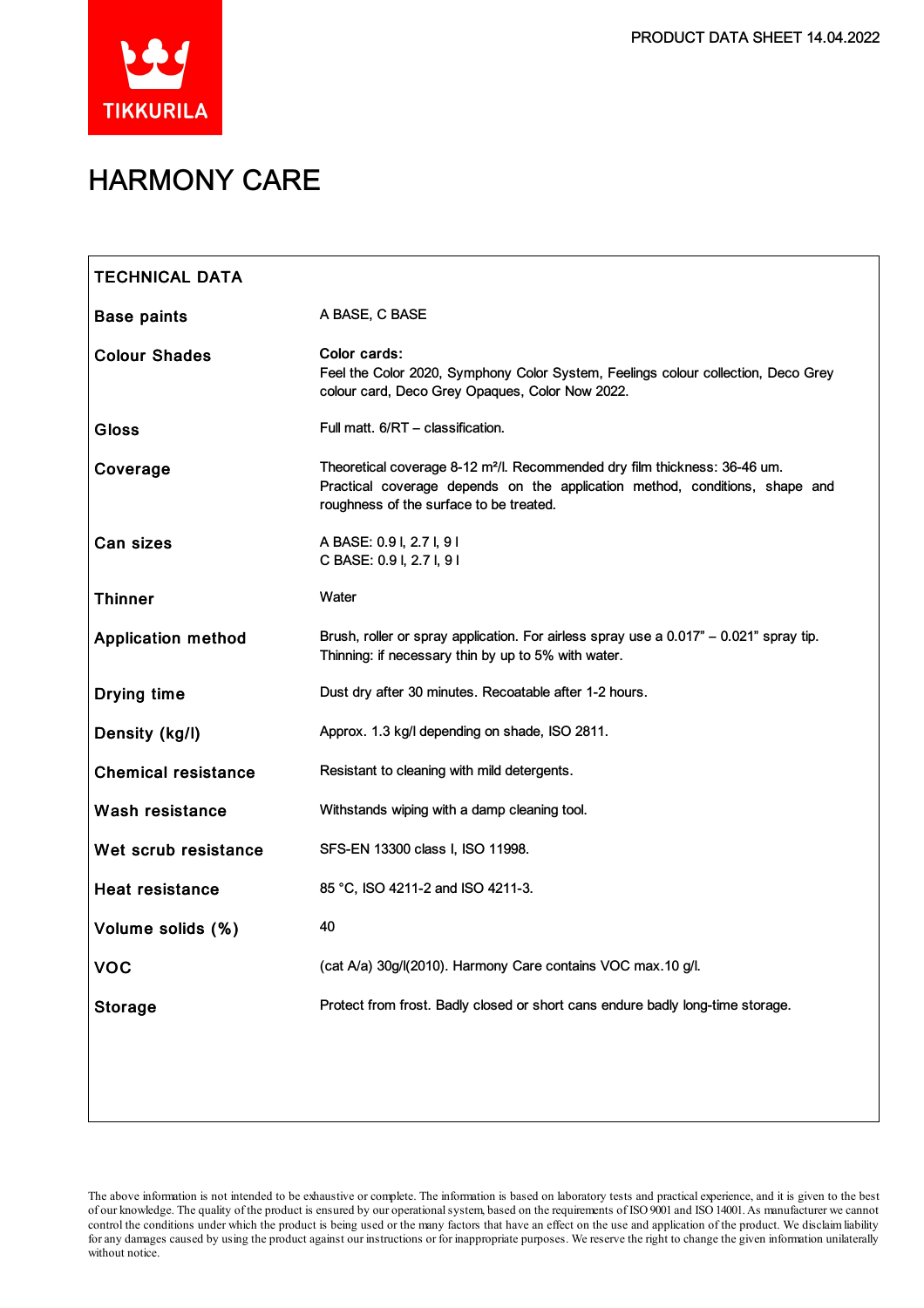# HARMONY CARE

| TECHNICAL DATA | |
|---|---|
| **Base paints** | A BASE, C BASE |
| **Colour Shades** | **Color cards:** Feel the Color 2020, Symphony Color System, Feelings colour collection, Deco Grey colour card, Deco Grey Opaques, Color Now 2022. |
| **Gloss** | Full matt. 6/RT – classification. |
| **Coverage** | Theoretical coverage 8-12 m²/l. Recommended dry film thickness: 36-46 um. Practical coverage depends on the application method, conditions, shape and roughness of the surface to be treated. |
| **Can sizes** | A BASE: 0.9 l, 2.7 l, 9 l<br>C BASE: 0.9 l, 2.7 l, 9 l |
| **Thinner** | Water |
| **Application method** | Brush, roller or spray application. For airless spray use a 0.017" – 0.021" spray tip. Thinning: if necessary thin by up to 5% with water. |
| **Drying time** | Dust dry after 30 minutes. Recoatable after 1-2 hours. |
| **Density (kg/l)** | Approx. 1.3 kg/l depending on shade, ISO 2811. |
| **Chemical resistance** | Resistant to cleaning with mild detergents. |
| **Wash resistance** | Withstands wiping with a damp cleaning tool. |
| **Wet scrub resistance** | SFS-EN 13300 class I, ISO 11998. |
| **Heat resistance** | 85 °C, ISO 4211-2 and ISO 4211-3. |
| **Volume solids (%)** | 40 |
| **VOC** | (cat A/a) 30g/l(2010). Harmony Care contains VOC max.10 g/l. |
| **Storage** | Protect from frost. Badly closed or short cans endure badly long-time storage. |

The above information is not intended to be exhaustive or complete. The information is based on laboratory tests and practical experience, and it is given to the best of our knowledge. The quality of the product is ensured by our operational system, based on the requirements of ISO 9001 and ISO 14001. As manufacturer we cannot control the conditions under which the product is being used or the many factors that have an effect on the use and application of the product. We disclaim liability for any damages caused by using the product against our instructions or for inappropriate purposes. We reserve the right to change the given information unilaterally without notice.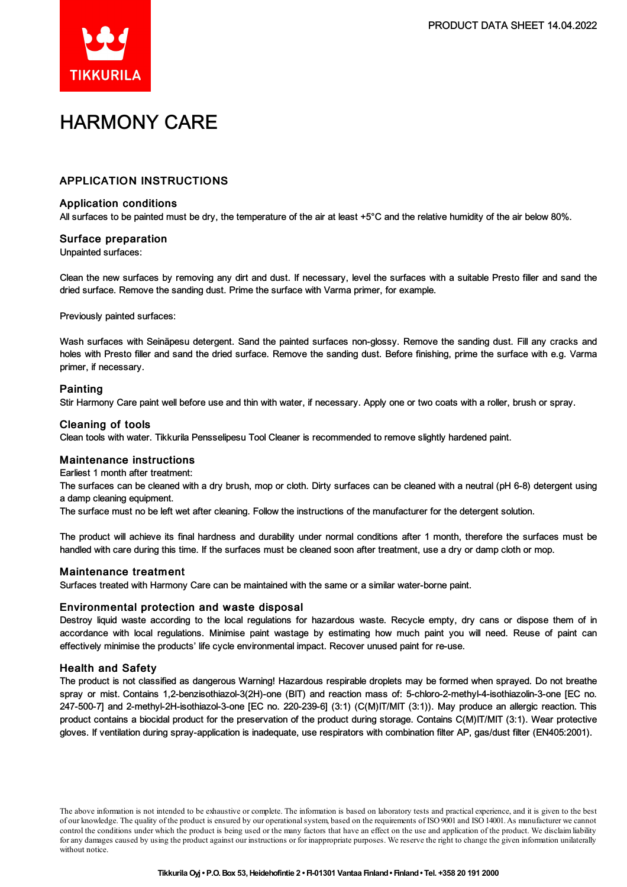# HARMONY CARE

## APPLICATION INSTRUCTIONS

### Application conditions

All surfaces to be painted must be dry, the temperature of the air at least +5°C and the relative humidity of the air below 80%.

### Surface preparation

Unpainted surfaces:

Clean the new surfaces by removing any dirt and dust. If necessary, level the surfaces with a suitable Presto filler and sand the dried surface. Remove the sanding dust. Prime the surface with Varma primer, for example.

Previously painted surfaces:

Wash surfaces with Seinäpesu detergent. Sand the painted surfaces non-glossy. Remove the sanding dust. Fill any cracks and holes with Presto filler and sand the dried surface. Remove the sanding dust. Before finishing, prime the surface with e.g. Varma primer, if necessary.

### Painting

Stir Harmony Care paint well before use and thin with water, if necessary. Apply one or two coats with a roller, brush or spray.

### Cleaning of tools

Clean tools with water. Tikkurila Pensselipesu Tool Cleaner is recommended to remove slightly hardened paint.

### Maintenance instructions

Earliest 1 month after treatment:
The surfaces can be cleaned with a dry brush, mop or cloth. Dirty surfaces can be cleaned with a neutral (pH 6-8) detergent using a damp cleaning equipment.
The surface must no be left wet after cleaning. Follow the instructions of the manufacturer for the detergent solution.

The product will achieve its final hardness and durability under normal conditions after 1 month, therefore the surfaces must be handled with care during this time. If the surfaces must be cleaned soon after treatment, use a dry or damp cloth or mop.

### Maintenance treatment

Surfaces treated with Harmony Care can be maintained with the same or a similar water-borne paint.

### Environmental protection and waste disposal

Destroy liquid waste according to the local regulations for hazardous waste. Recycle empty, dry cans or dispose them of in accordance with local regulations. Minimise paint wastage by estimating how much paint you will need. Reuse of paint can effectively minimise the products' life cycle environmental impact. Recover unused paint for re-use.

### Health and Safety

The product is not classified as dangerous Warning! Hazardous respirable droplets may be formed when sprayed. Do not breathe spray or mist. Contains 1,2-benzisothiazol-3(2H)-one (BIT) and reaction mass of: 5-chloro-2-methyl-4-isothiazolin-3-one [EC no. 247-500-7] and 2-methyl-2H-isothiazol-3-one [EC no. 220-239-6] (3:1) (C(M)IT/MIT (3:1)). May produce an allergic reaction. This product contains a biocidal product for the preservation of the product during storage. Contains C(M)IT/MIT (3:1). Wear protective gloves. If ventilation during spray-application is inadequate, use respirators with combination filter AP, gas/dust filter (EN405:2001).

The above information is not intended to be exhaustive or complete. The information is based on laboratory tests and practical experience, and it is given to the best of our knowledge. The quality of the product is ensured by our operational system, based on the requirements of ISO 9001 and ISO 14001. As manufacturer we cannot control the conditions under which the product is being used or the many factors that have an effect on the use and application of the product. We disclaim liability for any damages caused by using the product against our instructions or for inappropriate purposes. We reserve the right to change the given information unilaterally without notice.

**Tikkurila Oyj • P.O. Box 53, Heidehofintie 2 • FI-01301 Vantaa Finland • Finland • Tel. +358 20 191 2000**